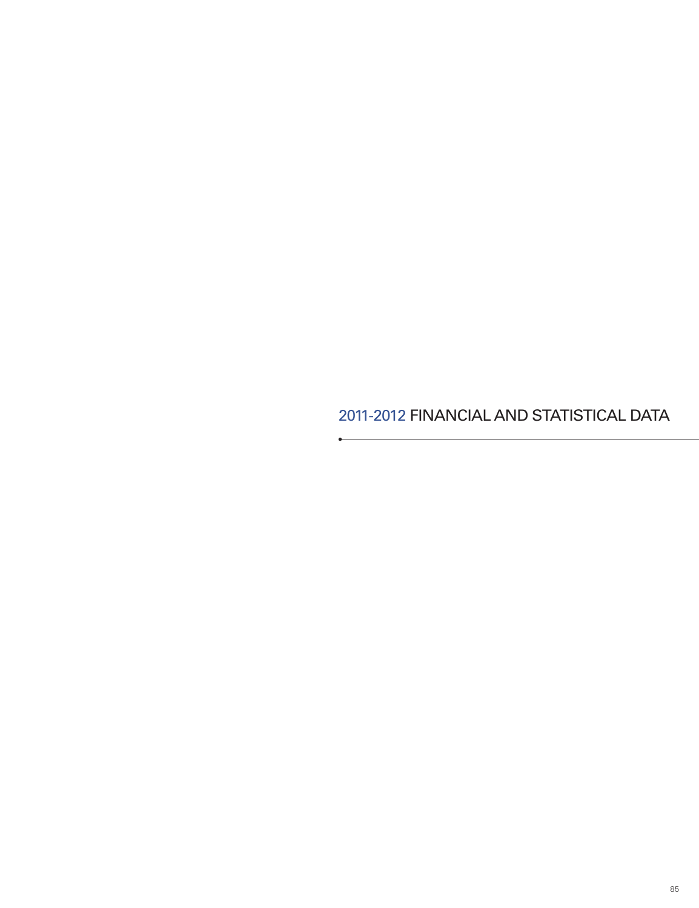# 2011-2012 FINANCIAL AND STATISTICAL DATA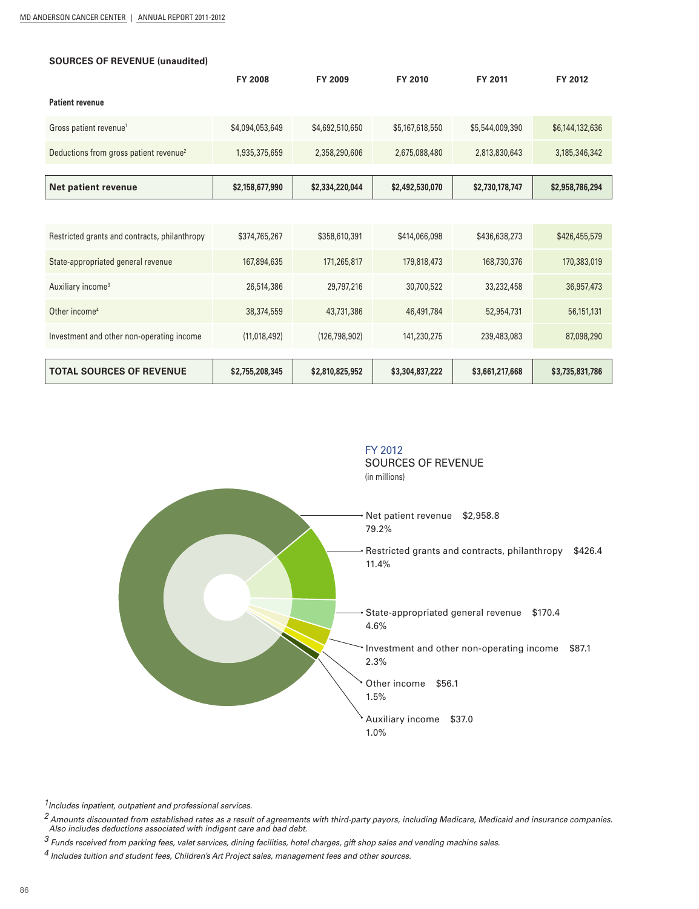**SOURCES OF REVENUE (unaudited)**

| | FY 2008 | FY 2009 | FY 2010 | FY 2011 | FY 2012 |
|---|---|---|---|---|---|
| **Patient revenue** | | | | | |
| Gross patient revenue[1] | $4,094,053,649 | $4,692,510,650 | $5,167,618,550 | $5,544,009,390 | $6,144,132,636 |
| Deductions from gross patient revenue[2] | 1,935,375,659 | 2,358,290,606 | 2,675,088,480 | 2,813,830,643 | 3,185,346,342 |
| **Net patient revenue** | **$2,158,677,990** | **$2,334,220,044** | **$2,492,530,070** | **$2,730,178,747** | **$2,958,786,294** |
| Restricted grants and contracts, philanthropy | $374,765,267 | $358,610,391 | $414,066,098 | $436,638,273 | $426,455,579 |
| State-appropriated general revenue | 167,894,635 | 171,265,817 | 179,818,473 | 168,730,376 | 170,383,019 |
| Auxiliary income[3] | 26,514,386 | 29,797,216 | 30,700,522 | 33,232,458 | 36,957,473 |
| Other income[4] | 38,374,559 | 43,731,386 | 46,491,784 | 52,954,731 | 56,151,131 |
| Investment and other non-operating income | (11,018,492) | (126,798,902) | 141,230,275 | 239,483,083 | 87,098,290 |
| **TOTAL SOURCES OF REVENUE** | **$2,755,208,345** | **$2,810,825,952** | **$3,304,837,222** | **$3,661,217,668** | **$3,735,831,786** |

FY 2012
SOURCES OF REVENUE
(in millions)

- Net patient revenue $2,958.8 — 79.2%
- Restricted grants and contracts, philanthropy $426.4 — 11.4%
- State-appropriated general revenue $170.4 — 4.6%
- Investment and other non-operating income $87.1 — 2.3%
- Other income $56.1 — 1.5%
- Auxiliary income $37.0 — 1.0%

[1] *Includes inpatient, outpatient and professional services.*

[2] *Amounts discounted from established rates as a result of agreements with third-party payors, including Medicare, Medicaid and insurance companies. Also includes deductions associated with indigent care and bad debt.*

[3] *Funds received from parking fees, valet services, dining facilities, hotel charges, gift shop sales and vending machine sales.*

[4] *Includes tuition and student fees, Children's Art Project sales, management fees and other sources.*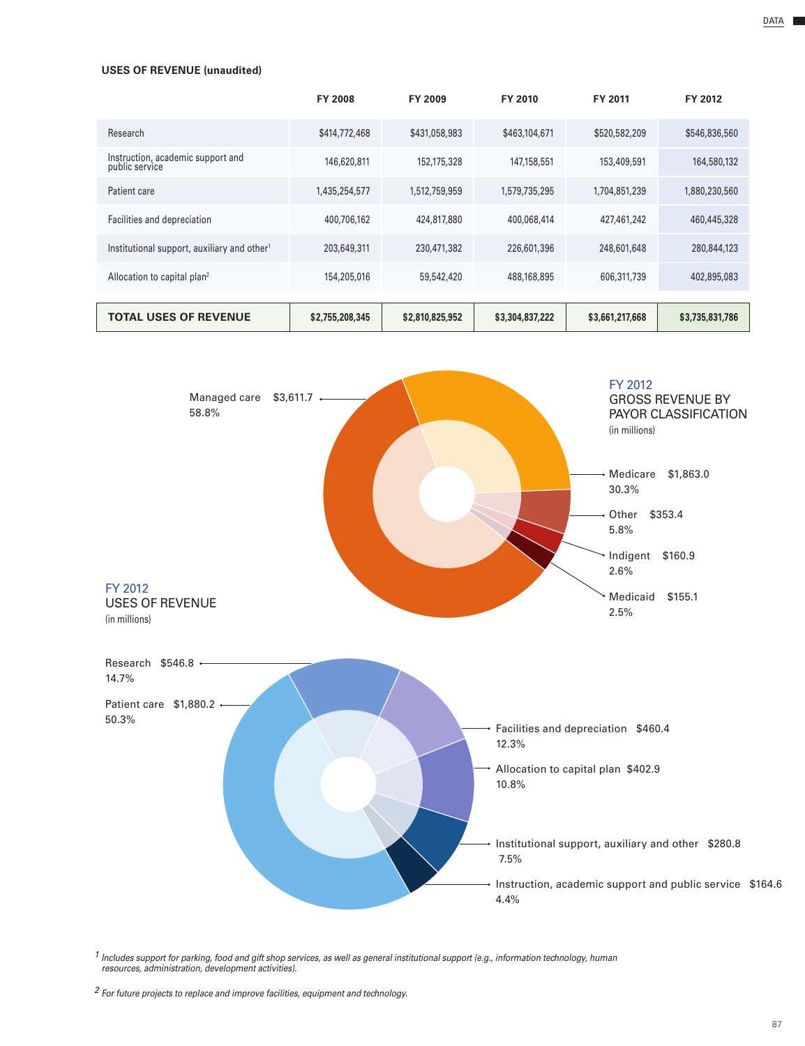## USES OF REVENUE (unaudited)

| | FY 2008 | FY 2009 | FY 2010 | FY 2011 | FY 2012 |
|---|---|---|---|---|---|
| Research | $414,772,468 | $431,058,983 | $463,104,671 | $520,582,209 | $546,836,560 |
| Instruction, academic support and public service | 146,620,811 | 152,175,328 | 147,158,551 | 153,409,591 | 164,580,132 |
| Patient care | 1,435,254,577 | 1,512,759,959 | 1,579,735,295 | 1,704,851,239 | 1,880,230,560 |
| Facilities and depreciation | 400,706,162 | 424,817,880 | 400,068,414 | 427,461,242 | 460,445,328 |
| Institutional support, auxiliary and other[1] | 203,649,311 | 230,471,382 | 226,601,396 | 248,601,648 | 280,844,123 |
| Allocation to capital plan[2] | 154,205,016 | 59,542,420 | 488,168,895 | 606,311,739 | 402,895,083 |
| **TOTAL USES OF REVENUE** | **$2,755,208,345** | **$2,810,825,952** | **$3,304,837,222** | **$3,661,217,668** | **$3,735,831,786** |

### FY 2012 GROSS REVENUE BY PAYOR CLASSIFICATION
(in millions)

- Managed care $3,611.7 — 58.8%
- Medicare $1,863.0 — 30.3%
- Other $353.4 — 5.8%
- Indigent $160.9 — 2.6%
- Medicaid $155.1 — 2.5%

### FY 2012 USES OF REVENUE
(in millions)

- Research $546.8 — 14.7%
- Patient care $1,880.2 — 50.3%
- Facilities and depreciation $460.4 — 12.3%
- Allocation to capital plan $402.9 — 10.8%
- Institutional support, auxiliary and other $280.8 — 7.5%
- Instruction, academic support and public service $164.6 — 4.4%

[1] *Includes support for parking, food and gift shop services, as well as general institutional support (e.g., information technology, human resources, administration, development activities).*

[2] *For future projects to replace and improve facilities, equipment and technology.*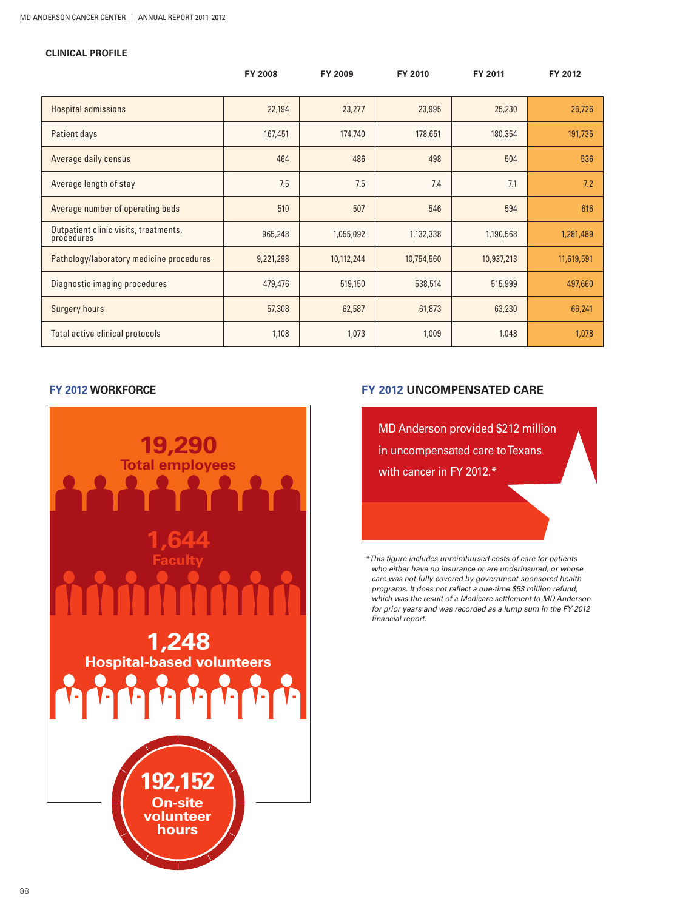## CLINICAL PROFILE

| | FY 2008 | FY 2009 | FY 2010 | FY 2011 | FY 2012 |
|---|---|---|---|---|---|
| Hospital admissions | 22,194 | 23,277 | 23,995 | 25,230 | 26,726 |
| Patient days | 167,451 | 174,740 | 178,651 | 180,354 | 191,735 |
| Average daily census | 464 | 486 | 498 | 504 | 536 |
| Average length of stay | 7.5 | 7.5 | 7.4 | 7.1 | 7.2 |
| Average number of operating beds | 510 | 507 | 546 | 594 | 616 |
| Outpatient clinic visits, treatments, procedures | 965,248 | 1,055,092 | 1,132,338 | 1,190,568 | 1,281,489 |
| Pathology/laboratory medicine procedures | 9,221,298 | 10,112,244 | 10,754,560 | 10,937,213 | 11,619,591 |
| Diagnostic imaging procedures | 479,476 | 519,150 | 538,514 | 515,999 | 497,660 |
| Surgery hours | 57,308 | 62,587 | 61,873 | 63,230 | 66,241 |
| Total active clinical protocols | 1,108 | 1,073 | 1,009 | 1,048 | 1,078 |

## FY 2012 WORKFORCE

**19,290** Total employees

**1,644** Faculty

**1,248** Hospital-based volunteers

**192,152** On-site volunteer hours

## FY 2012 UNCOMPENSATED CARE

MD Anderson provided $212 million in uncompensated care to Texans with cancer in FY 2012.*

*This figure includes unreimbursed costs of care for patients who either have no insurance or are underinsured, or whose care was not fully covered by government-sponsored health programs. It does not reflect a one-time $53 million refund, which was the result of a Medicare settlement to MD Anderson for prior years and was recorded as a lump sum in the FY 2012 financial report.*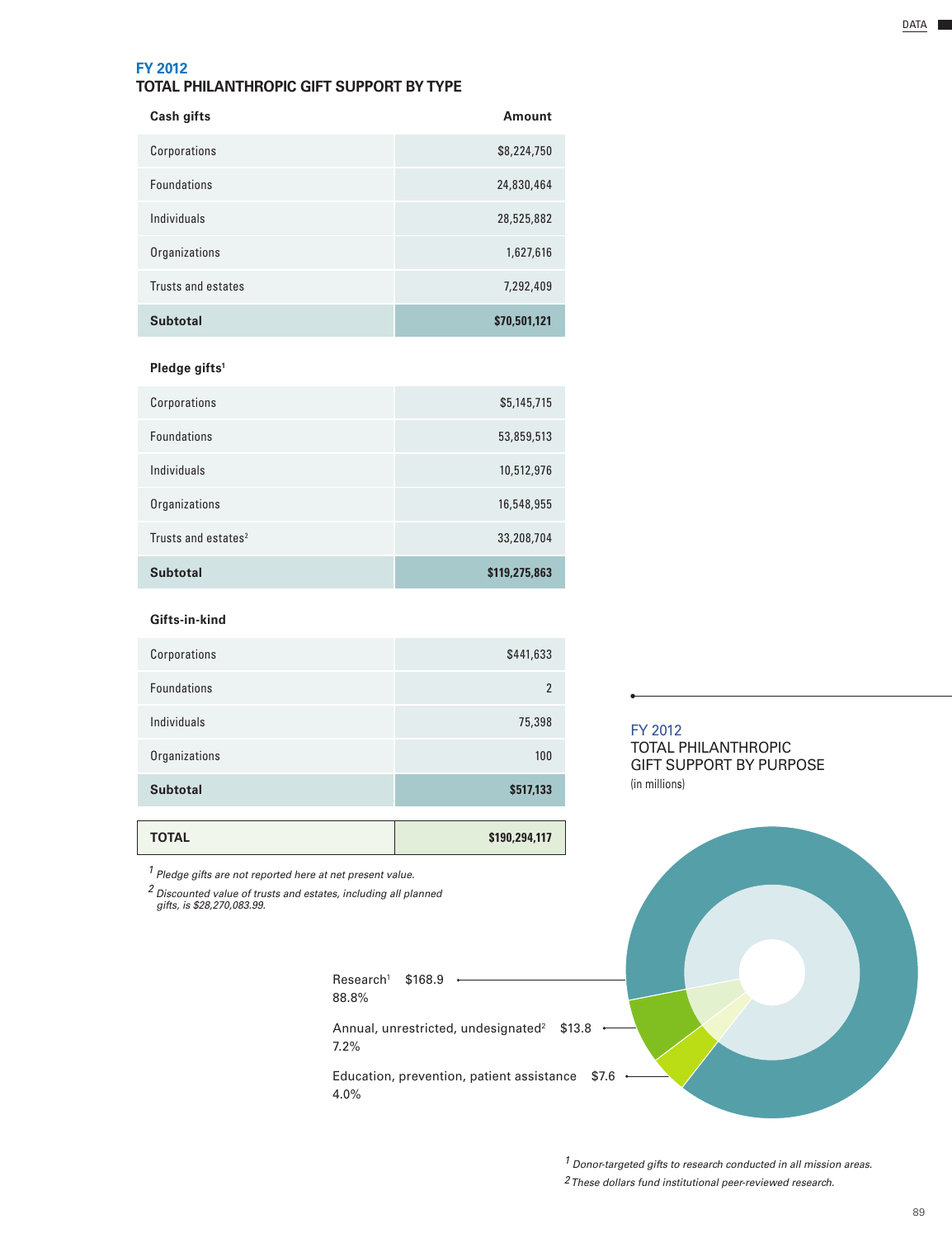## FY 2012
## TOTAL PHILANTHROPIC GIFT SUPPORT BY TYPE

| Cash gifts | Amount |
|---|---|
| Corporations | $8,224,750 |
| Foundations | 24,830,464 |
| Individuals | 28,525,882 |
| Organizations | 1,627,616 |
| Trusts and estates | 7,292,409 |
| **Subtotal** | **$70,501,121** |

| Pledge gifts[1] | |
|---|---|
| Corporations | $5,145,715 |
| Foundations | 53,859,513 |
| Individuals | 10,512,976 |
| Organizations | 16,548,955 |
| Trusts and estates[2] | 33,208,704 |
| **Subtotal** | **$119,275,863** |

| Gifts-in-kind | |
|---|---|
| Corporations | $441,633 |
| Foundations | 2 |
| Individuals | 75,398 |
| Organizations | 100 |
| **Subtotal** | **$517,133** |

| **TOTAL** | **$190,294,117** |
|---|---|

*[1] Pledge gifts are not reported here at net present value.*

*[2] Discounted value of trusts and estates, including all planned gifts, is $28,270,083.99.*

## FY 2012
## TOTAL PHILANTHROPIC GIFT SUPPORT BY PURPOSE
(in millions)

- Research[1] $168.9 — 88.8%
- Annual, unrestricted, undesignated[2] $13.8 — 7.2%
- Education, prevention, patient assistance $7.6 — 4.0%

*[1] Donor-targeted gifts to research conducted in all mission areas.*

*[2] These dollars fund institutional peer-reviewed research.*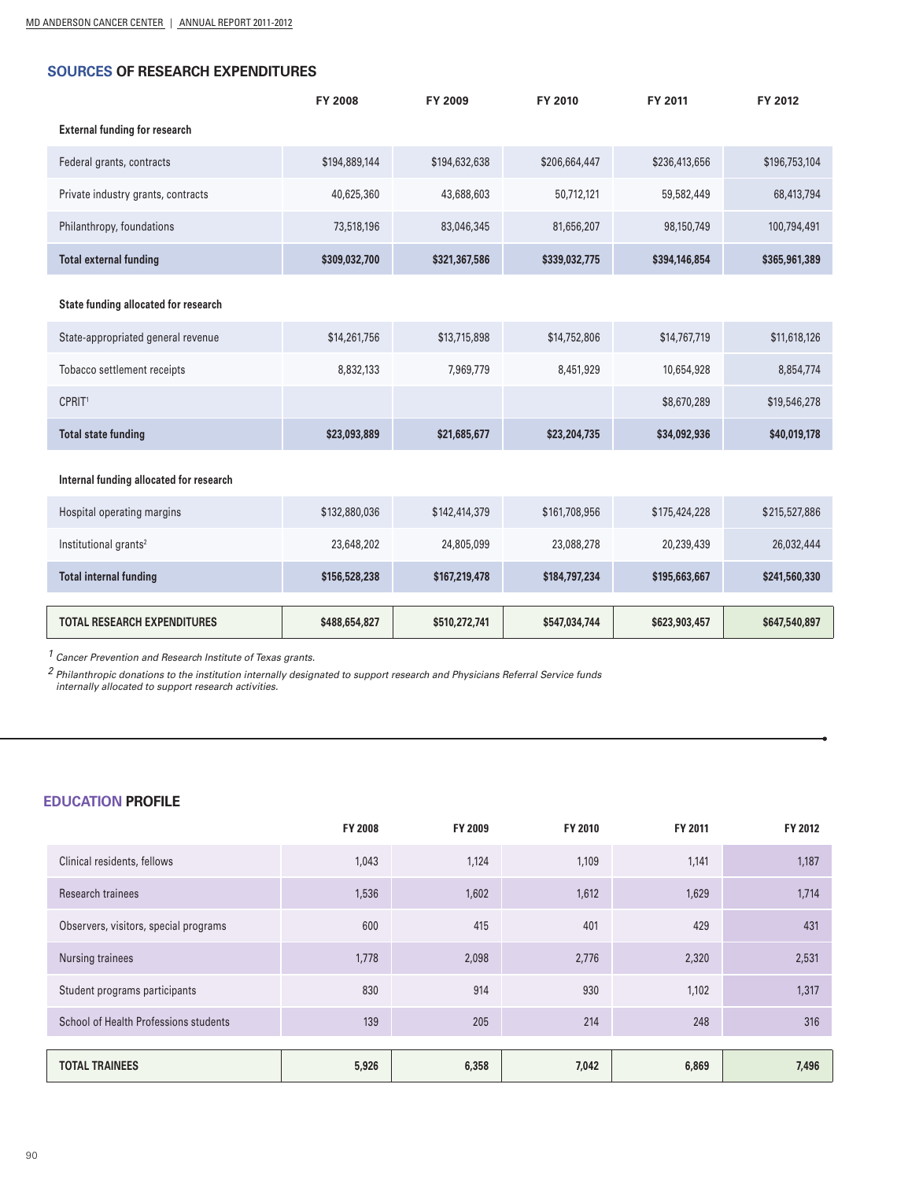## SOURCES OF RESEARCH EXPENDITURES

| | FY 2008 | FY 2009 | FY 2010 | FY 2011 | FY 2012 |
|---|---|---|---|---|---|
| **External funding for research** | | | | | |
| Federal grants, contracts | $194,889,144 | $194,632,638 | $206,664,447 | $236,413,656 | $196,753,104 |
| Private industry grants, contracts | 40,625,360 | 43,688,603 | 50,712,121 | 59,582,449 | 68,413,794 |
| Philanthropy, foundations | 73,518,196 | 83,046,345 | 81,656,207 | 98,150,749 | 100,794,491 |
| **Total external funding** | **$309,032,700** | **$321,367,586** | **$339,032,775** | **$394,146,854** | **$365,961,389** |
| **State funding allocated for research** | | | | | |
| State-appropriated general revenue | $14,261,756 | $13,715,898 | $14,752,806 | $14,767,719 | $11,618,126 |
| Tobacco settlement receipts | 8,832,133 | 7,969,779 | 8,451,929 | 10,654,928 | 8,854,774 |
| CPRIT[1] | | | | $8,670,289 | $19,546,278 |
| **Total state funding** | **$23,093,889** | **$21,685,677** | **$23,204,735** | **$34,092,936** | **$40,019,178** |
| **Internal funding allocated for research** | | | | | |
| Hospital operating margins | $132,880,036 | $142,414,379 | $161,708,956 | $175,424,228 | $215,527,886 |
| Institutional grants[2] | 23,648,202 | 24,805,099 | 23,088,278 | 20,239,439 | 26,032,444 |
| **Total internal funding** | **$156,528,238** | **$167,219,478** | **$184,797,234** | **$195,663,667** | **$241,560,330** |
| **TOTAL RESEARCH EXPENDITURES** | **$488,654,827** | **$510,272,741** | **$547,034,744** | **$623,903,457** | **$647,540,897** |

*[1] Cancer Prevention and Research Institute of Texas grants.*

*[2] Philanthropic donations to the institution internally designated to support research and Physicians Referral Service funds internally allocated to support research activities.*

## EDUCATION PROFILE

| | FY 2008 | FY 2009 | FY 2010 | FY 2011 | FY 2012 |
|---|---|---|---|---|---|
| Clinical residents, fellows | 1,043 | 1,124 | 1,109 | 1,141 | 1,187 |
| Research trainees | 1,536 | 1,602 | 1,612 | 1,629 | 1,714 |
| Observers, visitors, special programs | 600 | 415 | 401 | 429 | 431 |
| Nursing trainees | 1,778 | 2,098 | 2,776 | 2,320 | 2,531 |
| Student programs participants | 830 | 914 | 930 | 1,102 | 1,317 |
| School of Health Professions students | 139 | 205 | 214 | 248 | 316 |
| **TOTAL TRAINEES** | **5,926** | **6,358** | **7,042** | **6,869** | **7,496** |